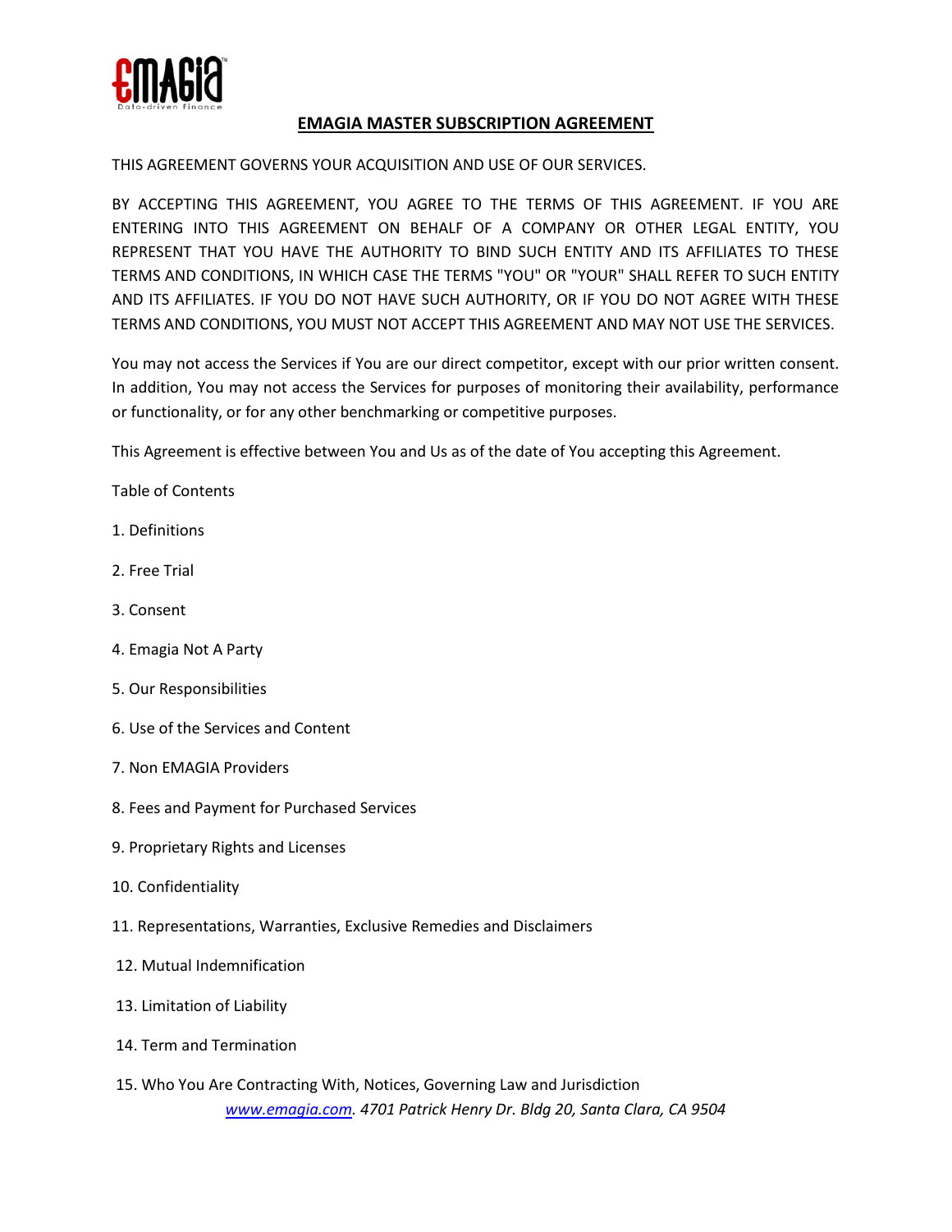# EMAGIA MASTER SUBSCRIPTION AGREEMENT

THIS AGREEMENT GOVERNS YOUR ACQUISITION AND USE OF OUR SERVICES.

BY ACCEPTING THIS AGREEMENT, YOU AGREE TO THE TERMS OF THIS AGREEMENT. IF YOU ARE ENTERING INTO THIS AGREEMENT ON BEHALF OF A COMPANY OR OTHER LEGAL ENTITY, YOU REPRESENT THAT YOU HAVE THE AUTHORITY TO BIND SUCH ENTITY AND ITS AFFILIATES TO THESE TERMS AND CONDITIONS, IN WHICH CASE THE TERMS "YOU" OR "YOUR" SHALL REFER TO SUCH ENTITY AND ITS AFFILIATES. IF YOU DO NOT HAVE SUCH AUTHORITY, OR IF YOU DO NOT AGREE WITH THESE TERMS AND CONDITIONS, YOU MUST NOT ACCEPT THIS AGREEMENT AND MAY NOT USE THE SERVICES.

You may not access the Services if You are our direct competitor, except with our prior written consent. In addition, You may not access the Services for purposes of monitoring their availability, performance or functionality, or for any other benchmarking or competitive purposes.

This Agreement is effective between You and Us as of the date of You accepting this Agreement.

Table of Contents

1. Definitions
2. Free Trial
3. Consent
4. Emagia Not A Party
5. Our Responsibilities
6. Use of the Services and Content
7. Non EMAGIA Providers
8. Fees and Payment for Purchased Services
9. Proprietary Rights and Licenses
10. Confidentiality
11. Representations, Warranties, Exclusive Remedies and Disclaimers
12. Mutual Indemnification
13. Limitation of Liability
14. Term and Termination
15. Who You Are Contracting With, Notices, Governing Law and Jurisdiction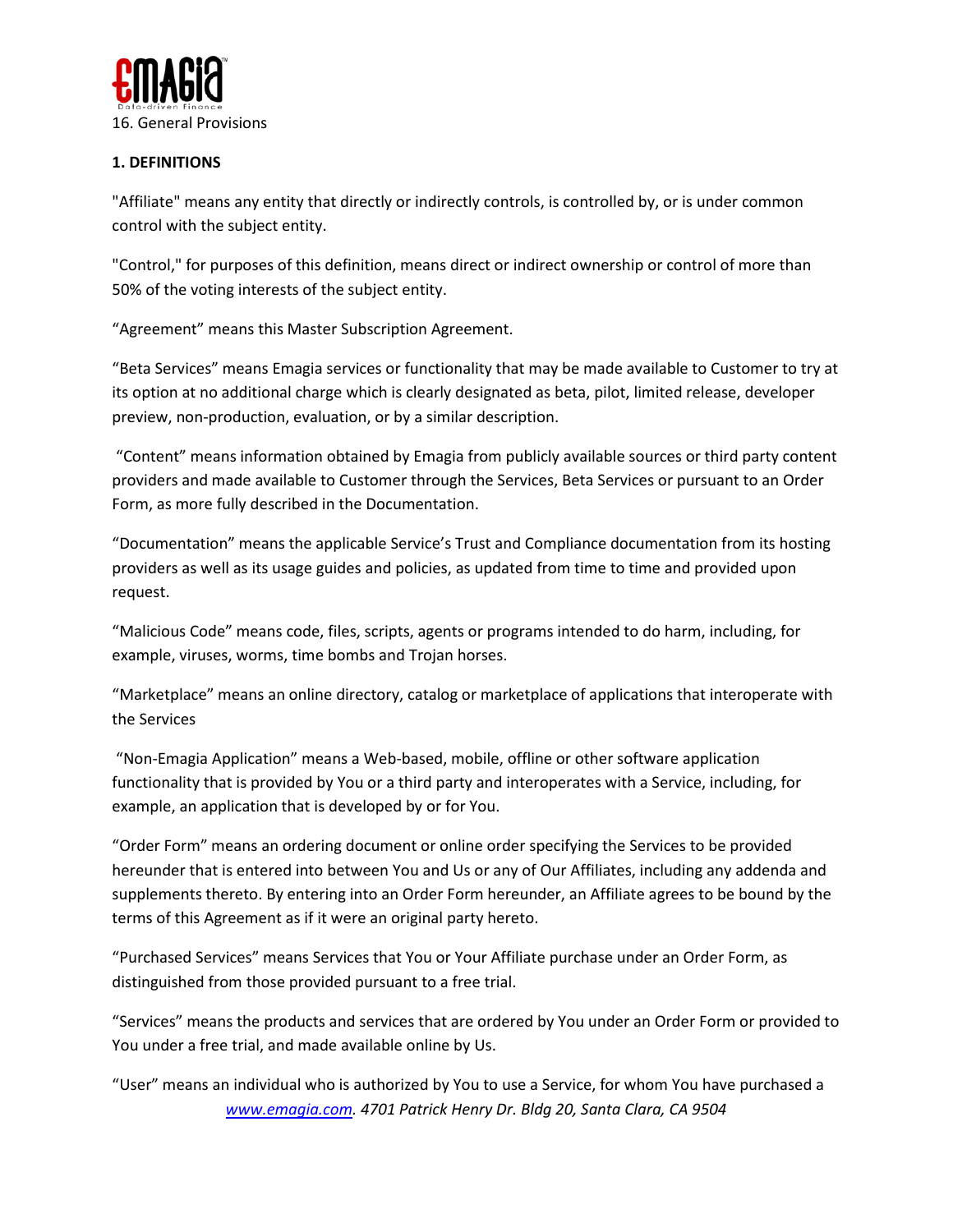16. General Provisions

**1. DEFINITIONS**

"Affiliate" means any entity that directly or indirectly controls, is controlled by, or is under common control with the subject entity.

"Control," for purposes of this definition, means direct or indirect ownership or control of more than 50% of the voting interests of the subject entity.

"Agreement" means this Master Subscription Agreement.

"Beta Services" means Emagia services or functionality that may be made available to Customer to try at its option at no additional charge which is clearly designated as beta, pilot, limited release, developer preview, non-production, evaluation, or by a similar description.

"Content" means information obtained by Emagia from publicly available sources or third party content providers and made available to Customer through the Services, Beta Services or pursuant to an Order Form, as more fully described in the Documentation.

"Documentation" means the applicable Service's Trust and Compliance documentation from its hosting providers as well as its usage guides and policies, as updated from time to time and provided upon request.

"Malicious Code" means code, files, scripts, agents or programs intended to do harm, including, for example, viruses, worms, time bombs and Trojan horses.

"Marketplace" means an online directory, catalog or marketplace of applications that interoperate with the Services

"Non-Emagia Application" means a Web-based, mobile, offline or other software application functionality that is provided by You or a third party and interoperates with a Service, including, for example, an application that is developed by or for You.

"Order Form" means an ordering document or online order specifying the Services to be provided hereunder that is entered into between You and Us or any of Our Affiliates, including any addenda and supplements thereto. By entering into an Order Form hereunder, an Affiliate agrees to be bound by the terms of this Agreement as if it were an original party hereto.

"Purchased Services" means Services that You or Your Affiliate purchase under an Order Form, as distinguished from those provided pursuant to a free trial.

"Services" means the products and services that are ordered by You under an Order Form or provided to You under a free trial, and made available online by Us.

"User" means an individual who is authorized by You to use a Service, for whom You have purchased a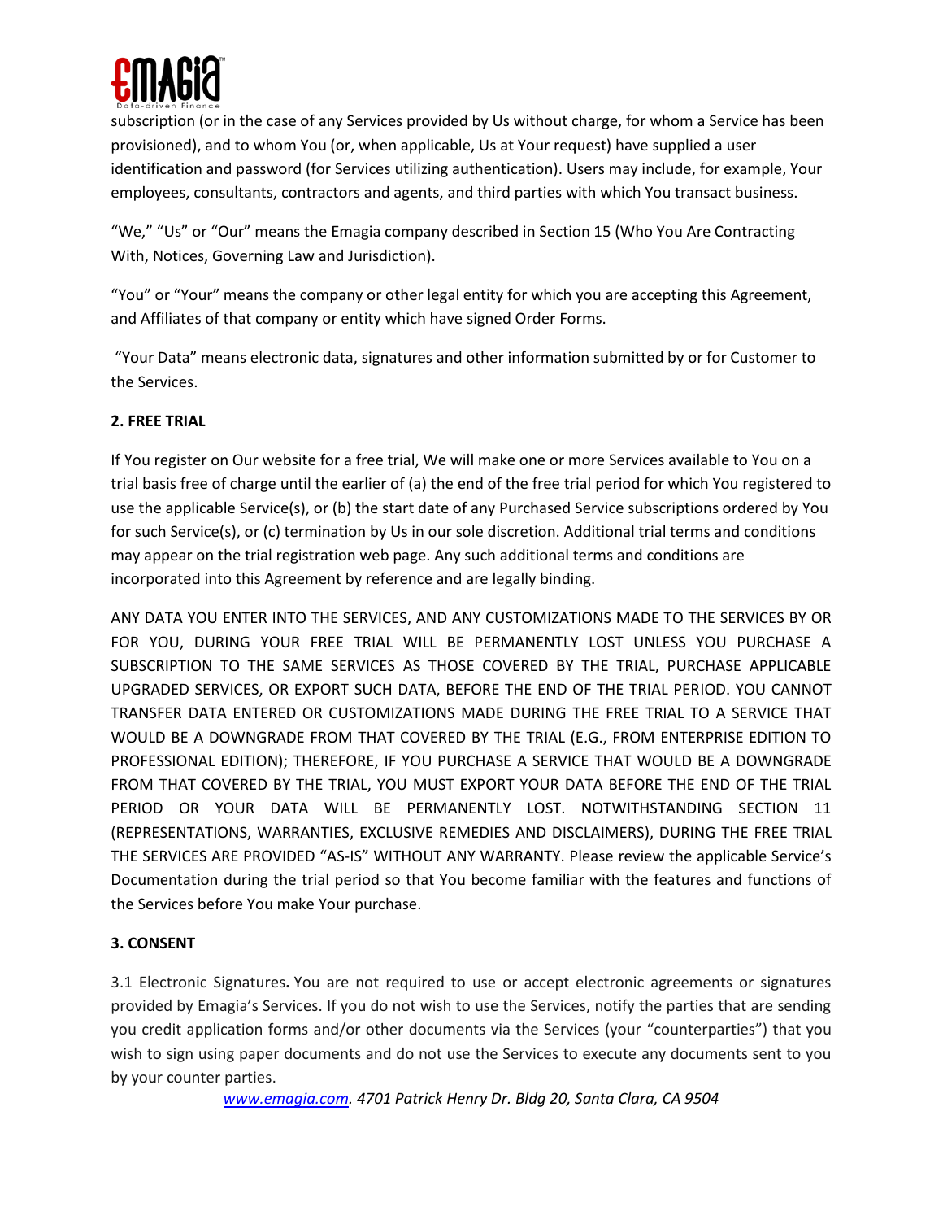subscription (or in the case of any Services provided by Us without charge, for whom a Service has been provisioned), and to whom You (or, when applicable, Us at Your request) have supplied a user identification and password (for Services utilizing authentication). Users may include, for example, Your employees, consultants, contractors and agents, and third parties with which You transact business.

"We," "Us" or "Our" means the Emagia company described in Section 15 (Who You Are Contracting With, Notices, Governing Law and Jurisdiction).

"You" or "Your" means the company or other legal entity for which you are accepting this Agreement, and Affiliates of that company or entity which have signed Order Forms.

"Your Data" means electronic data, signatures and other information submitted by or for Customer to the Services.

**2. FREE TRIAL**

If You register on Our website for a free trial, We will make one or more Services available to You on a trial basis free of charge until the earlier of (a) the end of the free trial period for which You registered to use the applicable Service(s), or (b) the start date of any Purchased Service subscriptions ordered by You for such Service(s), or (c) termination by Us in our sole discretion. Additional trial terms and conditions may appear on the trial registration web page. Any such additional terms and conditions are incorporated into this Agreement by reference and are legally binding.

ANY DATA YOU ENTER INTO THE SERVICES, AND ANY CUSTOMIZATIONS MADE TO THE SERVICES BY OR FOR YOU, DURING YOUR FREE TRIAL WILL BE PERMANENTLY LOST UNLESS YOU PURCHASE A SUBSCRIPTION TO THE SAME SERVICES AS THOSE COVERED BY THE TRIAL, PURCHASE APPLICABLE UPGRADED SERVICES, OR EXPORT SUCH DATA, BEFORE THE END OF THE TRIAL PERIOD. YOU CANNOT TRANSFER DATA ENTERED OR CUSTOMIZATIONS MADE DURING THE FREE TRIAL TO A SERVICE THAT WOULD BE A DOWNGRADE FROM THAT COVERED BY THE TRIAL (E.G., FROM ENTERPRISE EDITION TO PROFESSIONAL EDITION); THEREFORE, IF YOU PURCHASE A SERVICE THAT WOULD BE A DOWNGRADE FROM THAT COVERED BY THE TRIAL, YOU MUST EXPORT YOUR DATA BEFORE THE END OF THE TRIAL PERIOD OR YOUR DATA WILL BE PERMANENTLY LOST. NOTWITHSTANDING SECTION 11 (REPRESENTATIONS, WARRANTIES, EXCLUSIVE REMEDIES AND DISCLAIMERS), DURING THE FREE TRIAL THE SERVICES ARE PROVIDED "AS-IS" WITHOUT ANY WARRANTY. Please review the applicable Service's Documentation during the trial period so that You become familiar with the features and functions of the Services before You make Your purchase.

**3. CONSENT**

3.1 Electronic Signatures**.** You are not required to use or accept electronic agreements or signatures provided by Emagia's Services. If you do not wish to use the Services, notify the parties that are sending you credit application forms and/or other documents via the Services (your "counterparties") that you wish to sign using paper documents and do not use the Services to execute any documents sent to you by your counter parties.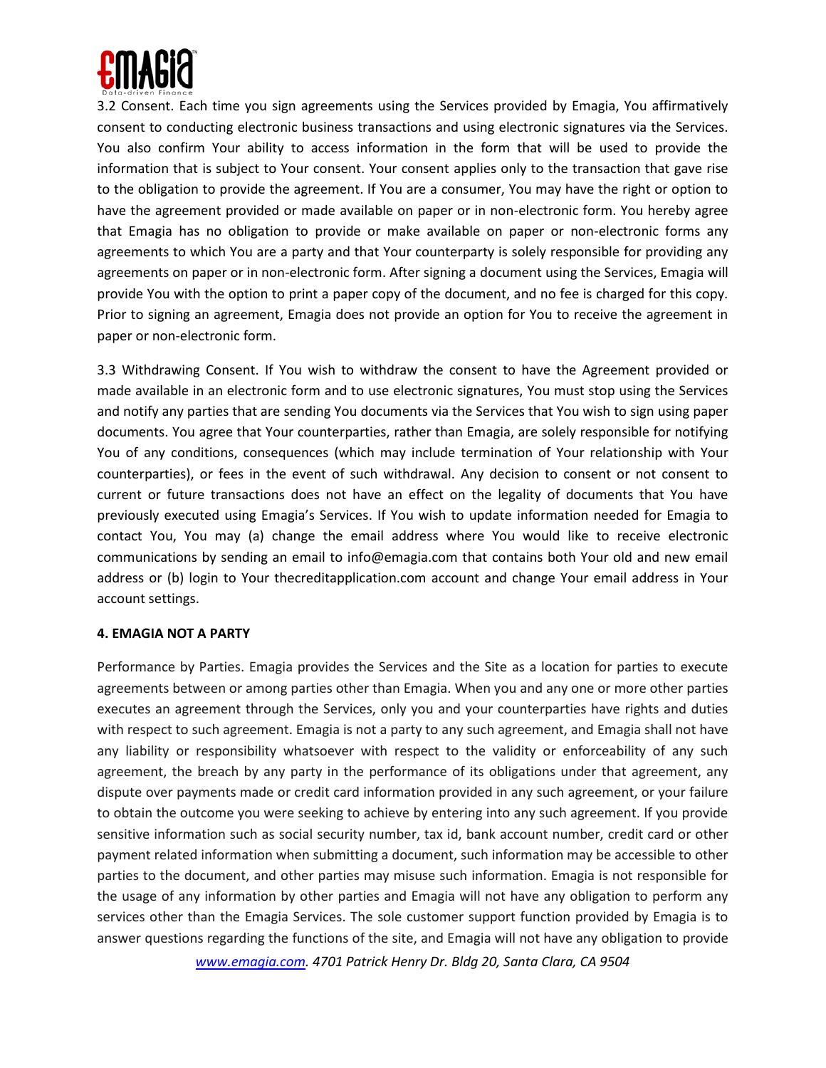3.2 Consent. Each time you sign agreements using the Services provided by Emagia, You affirmatively consent to conducting electronic business transactions and using electronic signatures via the Services. You also confirm Your ability to access information in the form that will be used to provide the information that is subject to Your consent. Your consent applies only to the transaction that gave rise to the obligation to provide the agreement. If You are a consumer, You may have the right or option to have the agreement provided or made available on paper or in non-electronic form. You hereby agree that Emagia has no obligation to provide or make available on paper or non-electronic forms any agreements to which You are a party and that Your counterparty is solely responsible for providing any agreements on paper or in non-electronic form. After signing a document using the Services, Emagia will provide You with the option to print a paper copy of the document, and no fee is charged for this copy. Prior to signing an agreement, Emagia does not provide an option for You to receive the agreement in paper or non-electronic form.

3.3 Withdrawing Consent. If You wish to withdraw the consent to have the Agreement provided or made available in an electronic form and to use electronic signatures, You must stop using the Services and notify any parties that are sending You documents via the Services that You wish to sign using paper documents. You agree that Your counterparties, rather than Emagia, are solely responsible for notifying You of any conditions, consequences (which may include termination of Your relationship with Your counterparties), or fees in the event of such withdrawal. Any decision to consent or not consent to current or future transactions does not have an effect on the legality of documents that You have previously executed using Emagia's Services. If You wish to update information needed for Emagia to contact You, You may (a) change the email address where You would like to receive electronic communications by sending an email to info@emagia.com that contains both Your old and new email address or (b) login to Your thecreditapplication.com account and change Your email address in Your account settings.

**4. EMAGIA NOT A PARTY**

Performance by Parties. Emagia provides the Services and the Site as a location for parties to execute agreements between or among parties other than Emagia. When you and any one or more other parties executes an agreement through the Services, only you and your counterparties have rights and duties with respect to such agreement. Emagia is not a party to any such agreement, and Emagia shall not have any liability or responsibility whatsoever with respect to the validity or enforceability of any such agreement, the breach by any party in the performance of its obligations under that agreement, any dispute over payments made or credit card information provided in any such agreement, or your failure to obtain the outcome you were seeking to achieve by entering into any such agreement. If you provide sensitive information such as social security number, tax id, bank account number, credit card or other payment related information when submitting a document, such information may be accessible to other parties to the document, and other parties may misuse such information. Emagia is not responsible for the usage of any information by other parties and Emagia will not have any obligation to perform any services other than the Emagia Services. The sole customer support function provided by Emagia is to answer questions regarding the functions of the site, and Emagia will not have any obligation to provide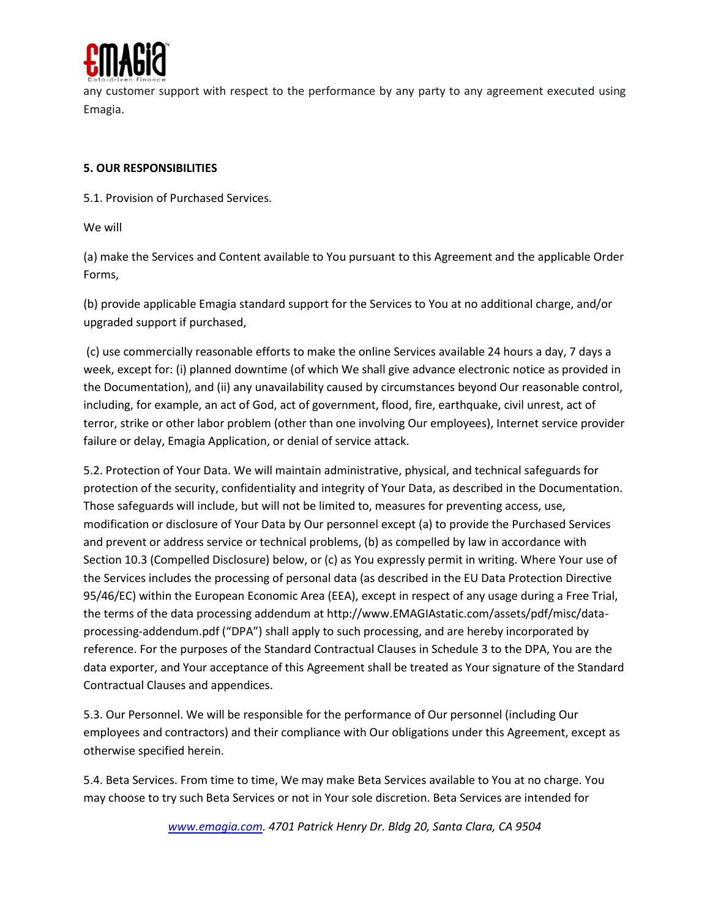any customer support with respect to the performance by any party to any agreement executed using Emagia.

**5. OUR RESPONSIBILITIES**

5.1. Provision of Purchased Services.

We will

(a) make the Services and Content available to You pursuant to this Agreement and the applicable Order Forms,

(b) provide applicable Emagia standard support for the Services to You at no additional charge, and/or upgraded support if purchased,

(c) use commercially reasonable efforts to make the online Services available 24 hours a day, 7 days a week, except for: (i) planned downtime (of which We shall give advance electronic notice as provided in the Documentation), and (ii) any unavailability caused by circumstances beyond Our reasonable control, including, for example, an act of God, act of government, flood, fire, earthquake, civil unrest, act of terror, strike or other labor problem (other than one involving Our employees), Internet service provider failure or delay, Emagia Application, or denial of service attack.

5.2. Protection of Your Data. We will maintain administrative, physical, and technical safeguards for protection of the security, confidentiality and integrity of Your Data, as described in the Documentation. Those safeguards will include, but will not be limited to, measures for preventing access, use, modification or disclosure of Your Data by Our personnel except (a) to provide the Purchased Services and prevent or address service or technical problems, (b) as compelled by law in accordance with Section 10.3 (Compelled Disclosure) below, or (c) as You expressly permit in writing. Where Your use of the Services includes the processing of personal data (as described in the EU Data Protection Directive 95/46/EC) within the European Economic Area (EEA), except in respect of any usage during a Free Trial, the terms of the data processing addendum at http://www.EMAGIAstatic.com/assets/pdf/misc/data-processing-addendum.pdf ("DPA") shall apply to such processing, and are hereby incorporated by reference. For the purposes of the Standard Contractual Clauses in Schedule 3 to the DPA, You are the data exporter, and Your acceptance of this Agreement shall be treated as Your signature of the Standard Contractual Clauses and appendices.

5.3. Our Personnel. We will be responsible for the performance of Our personnel (including Our employees and contractors) and their compliance with Our obligations under this Agreement, except as otherwise specified herein.

5.4. Beta Services. From time to time, We may make Beta Services available to You at no charge. You may choose to try such Beta Services or not in Your sole discretion. Beta Services are intended for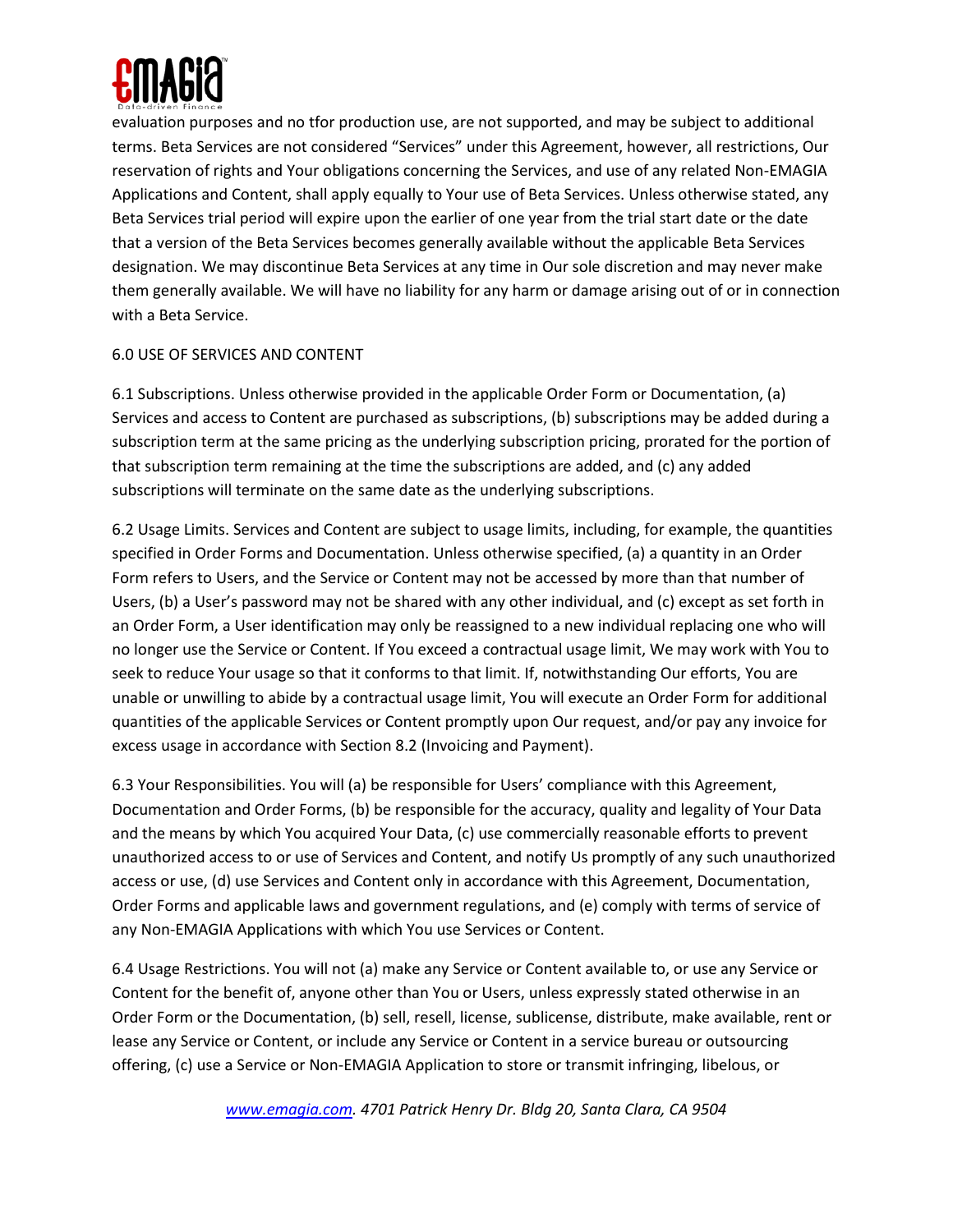evaluation purposes and no tfor production use, are not supported, and may be subject to additional terms. Beta Services are not considered "Services" under this Agreement, however, all restrictions, Our reservation of rights and Your obligations concerning the Services, and use of any related Non-EMAGIA Applications and Content, shall apply equally to Your use of Beta Services. Unless otherwise stated, any Beta Services trial period will expire upon the earlier of one year from the trial start date or the date that a version of the Beta Services becomes generally available without the applicable Beta Services designation. We may discontinue Beta Services at any time in Our sole discretion and may never make them generally available. We will have no liability for any harm or damage arising out of or in connection with a Beta Service.

## 6.0 USE OF SERVICES AND CONTENT

6.1 Subscriptions. Unless otherwise provided in the applicable Order Form or Documentation, (a) Services and access to Content are purchased as subscriptions, (b) subscriptions may be added during a subscription term at the same pricing as the underlying subscription pricing, prorated for the portion of that subscription term remaining at the time the subscriptions are added, and (c) any added subscriptions will terminate on the same date as the underlying subscriptions.

6.2 Usage Limits. Services and Content are subject to usage limits, including, for example, the quantities specified in Order Forms and Documentation. Unless otherwise specified, (a) a quantity in an Order Form refers to Users, and the Service or Content may not be accessed by more than that number of Users, (b) a User's password may not be shared with any other individual, and (c) except as set forth in an Order Form, a User identification may only be reassigned to a new individual replacing one who will no longer use the Service or Content. If You exceed a contractual usage limit, We may work with You to seek to reduce Your usage so that it conforms to that limit. If, notwithstanding Our efforts, You are unable or unwilling to abide by a contractual usage limit, You will execute an Order Form for additional quantities of the applicable Services or Content promptly upon Our request, and/or pay any invoice for excess usage in accordance with Section 8.2 (Invoicing and Payment).

6.3 Your Responsibilities. You will (a) be responsible for Users' compliance with this Agreement, Documentation and Order Forms, (b) be responsible for the accuracy, quality and legality of Your Data and the means by which You acquired Your Data, (c) use commercially reasonable efforts to prevent unauthorized access to or use of Services and Content, and notify Us promptly of any such unauthorized access or use, (d) use Services and Content only in accordance with this Agreement, Documentation, Order Forms and applicable laws and government regulations, and (e) comply with terms of service of any Non-EMAGIA Applications with which You use Services or Content.

6.4 Usage Restrictions. You will not (a) make any Service or Content available to, or use any Service or Content for the benefit of, anyone other than You or Users, unless expressly stated otherwise in an Order Form or the Documentation, (b) sell, resell, license, sublicense, distribute, make available, rent or lease any Service or Content, or include any Service or Content in a service bureau or outsourcing offering, (c) use a Service or Non-EMAGIA Application to store or transmit infringing, libelous, or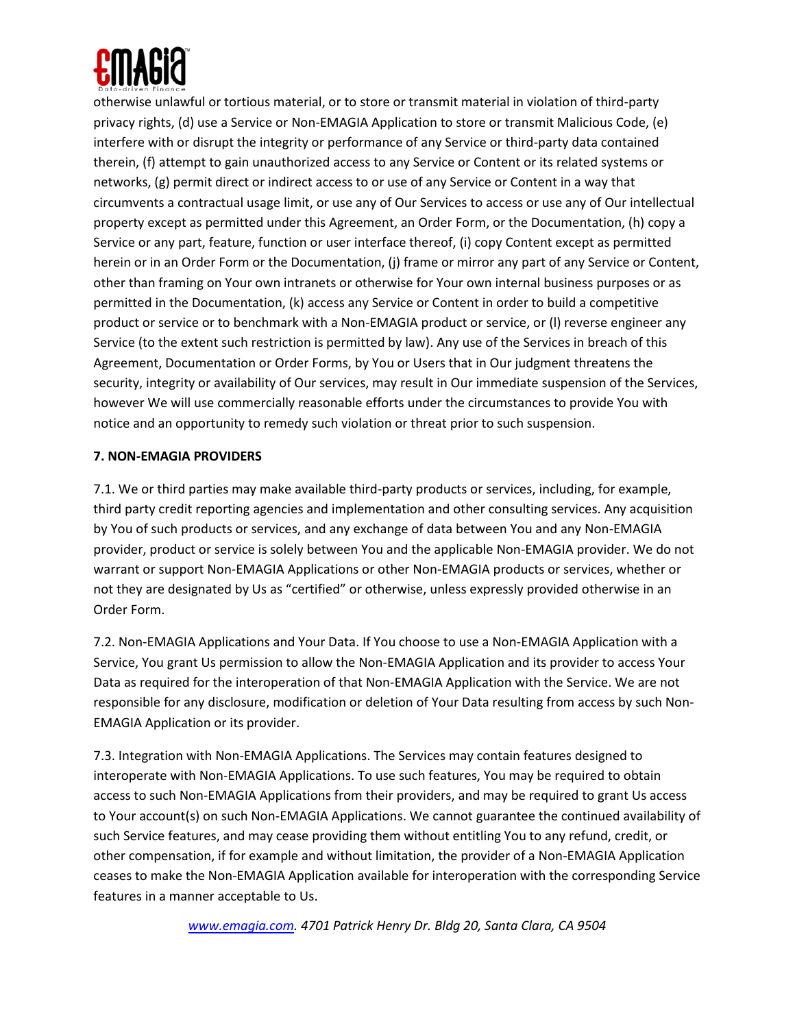otherwise unlawful or tortious material, or to store or transmit material in violation of third-party privacy rights, (d) use a Service or Non-EMAGIA Application to store or transmit Malicious Code, (e) interfere with or disrupt the integrity or performance of any Service or third-party data contained therein, (f) attempt to gain unauthorized access to any Service or Content or its related systems or networks, (g) permit direct or indirect access to or use of any Service or Content in a way that circumvents a contractual usage limit, or use any of Our Services to access or use any of Our intellectual property except as permitted under this Agreement, an Order Form, or the Documentation, (h) copy a Service or any part, feature, function or user interface thereof, (i) copy Content except as permitted herein or in an Order Form or the Documentation, (j) frame or mirror any part of any Service or Content, other than framing on Your own intranets or otherwise for Your own internal business purposes or as permitted in the Documentation, (k) access any Service or Content in order to build a competitive product or service or to benchmark with a Non-EMAGIA product or service, or (l) reverse engineer any Service (to the extent such restriction is permitted by law). Any use of the Services in breach of this Agreement, Documentation or Order Forms, by You or Users that in Our judgment threatens the security, integrity or availability of Our services, may result in Our immediate suspension of the Services, however We will use commercially reasonable efforts under the circumstances to provide You with notice and an opportunity to remedy such violation or threat prior to such suspension.

**7. NON-EMAGIA PROVIDERS**

7.1. We or third parties may make available third-party products or services, including, for example, third party credit reporting agencies and implementation and other consulting services. Any acquisition by You of such products or services, and any exchange of data between You and any Non-EMAGIA provider, product or service is solely between You and the applicable Non-EMAGIA provider. We do not warrant or support Non-EMAGIA Applications or other Non-EMAGIA products or services, whether or not they are designated by Us as "certified" or otherwise, unless expressly provided otherwise in an Order Form.

7.2. Non-EMAGIA Applications and Your Data. If You choose to use a Non-EMAGIA Application with a Service, You grant Us permission to allow the Non-EMAGIA Application and its provider to access Your Data as required for the interoperation of that Non-EMAGIA Application with the Service. We are not responsible for any disclosure, modification or deletion of Your Data resulting from access by such Non-EMAGIA Application or its provider.

7.3. Integration with Non-EMAGIA Applications. The Services may contain features designed to interoperate with Non-EMAGIA Applications. To use such features, You may be required to obtain access to such Non-EMAGIA Applications from their providers, and may be required to grant Us access to Your account(s) on such Non-EMAGIA Applications. We cannot guarantee the continued availability of such Service features, and may cease providing them without entitling You to any refund, credit, or other compensation, if for example and without limitation, the provider of a Non-EMAGIA Application ceases to make the Non-EMAGIA Application available for interoperation with the corresponding Service features in a manner acceptable to Us.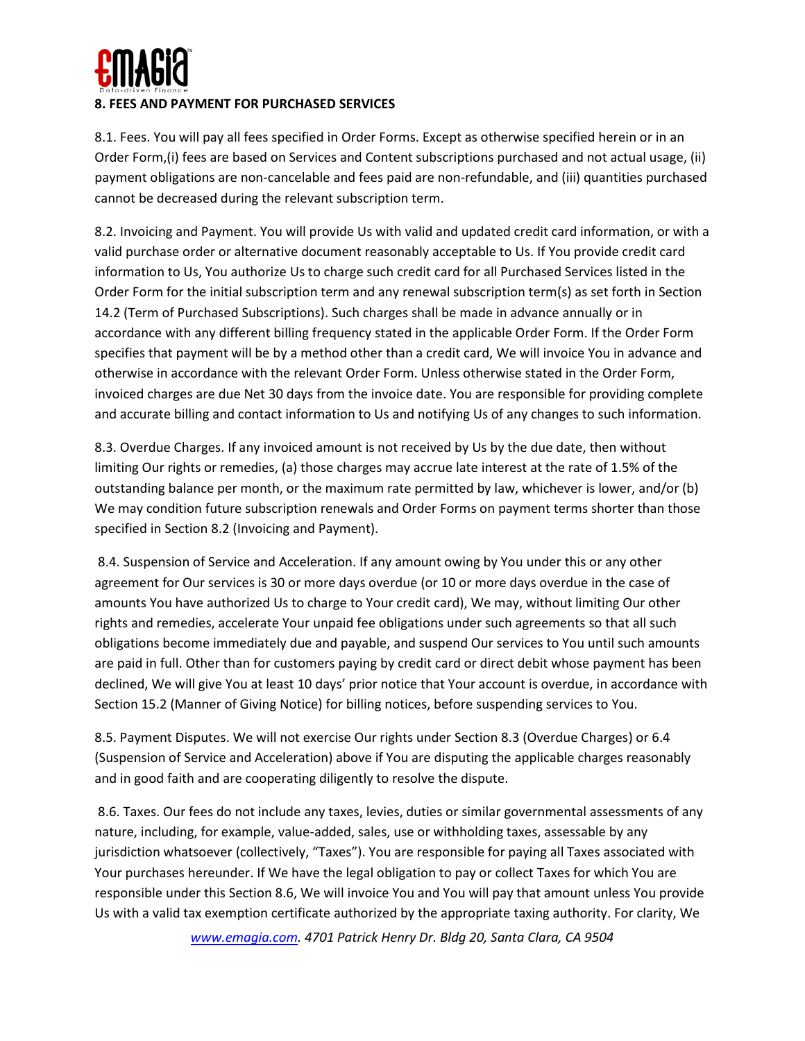## 8. FEES AND PAYMENT FOR PURCHASED SERVICES

8.1. Fees. You will pay all fees specified in Order Forms. Except as otherwise specified herein or in an Order Form,(i) fees are based on Services and Content subscriptions purchased and not actual usage, (ii) payment obligations are non-cancelable and fees paid are non-refundable, and (iii) quantities purchased cannot be decreased during the relevant subscription term.

8.2. Invoicing and Payment. You will provide Us with valid and updated credit card information, or with a valid purchase order or alternative document reasonably acceptable to Us. If You provide credit card information to Us, You authorize Us to charge such credit card for all Purchased Services listed in the Order Form for the initial subscription term and any renewal subscription term(s) as set forth in Section 14.2 (Term of Purchased Subscriptions). Such charges shall be made in advance annually or in accordance with any different billing frequency stated in the applicable Order Form. If the Order Form specifies that payment will be by a method other than a credit card, We will invoice You in advance and otherwise in accordance with the relevant Order Form. Unless otherwise stated in the Order Form, invoiced charges are due Net 30 days from the invoice date. You are responsible for providing complete and accurate billing and contact information to Us and notifying Us of any changes to such information.

8.3. Overdue Charges. If any invoiced amount is not received by Us by the due date, then without limiting Our rights or remedies, (a) those charges may accrue late interest at the rate of 1.5% of the outstanding balance per month, or the maximum rate permitted by law, whichever is lower, and/or (b) We may condition future subscription renewals and Order Forms on payment terms shorter than those specified in Section 8.2 (Invoicing and Payment).

8.4. Suspension of Service and Acceleration. If any amount owing by You under this or any other agreement for Our services is 30 or more days overdue (or 10 or more days overdue in the case of amounts You have authorized Us to charge to Your credit card), We may, without limiting Our other rights and remedies, accelerate Your unpaid fee obligations under such agreements so that all such obligations become immediately due and payable, and suspend Our services to You until such amounts are paid in full. Other than for customers paying by credit card or direct debit whose payment has been declined, We will give You at least 10 days' prior notice that Your account is overdue, in accordance with Section 15.2 (Manner of Giving Notice) for billing notices, before suspending services to You.

8.5. Payment Disputes. We will not exercise Our rights under Section 8.3 (Overdue Charges) or 6.4 (Suspension of Service and Acceleration) above if You are disputing the applicable charges reasonably and in good faith and are cooperating diligently to resolve the dispute.

8.6. Taxes. Our fees do not include any taxes, levies, duties or similar governmental assessments of any nature, including, for example, value-added, sales, use or withholding taxes, assessable by any jurisdiction whatsoever (collectively, "Taxes"). You are responsible for paying all Taxes associated with Your purchases hereunder. If We have the legal obligation to pay or collect Taxes for which You are responsible under this Section 8.6, We will invoice You and You will pay that amount unless You provide Us with a valid tax exemption certificate authorized by the appropriate taxing authority. For clarity, We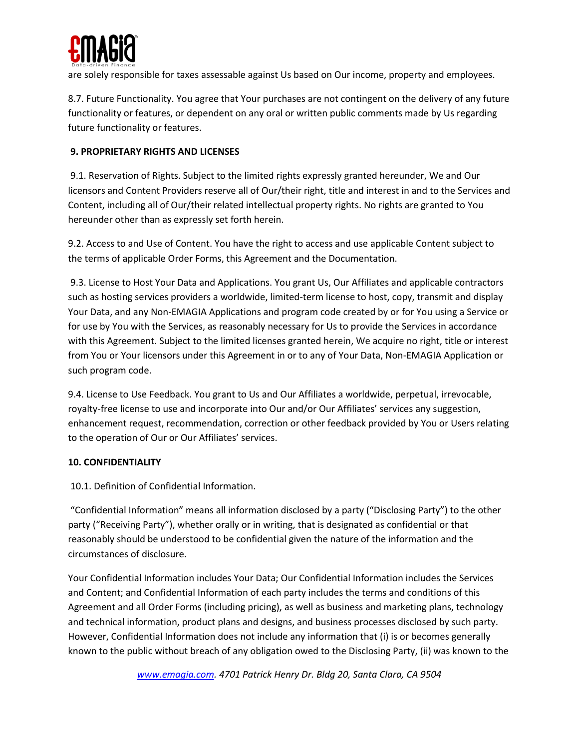are solely responsible for taxes assessable against Us based on Our income, property and employees.

8.7. Future Functionality. You agree that Your purchases are not contingent on the delivery of any future functionality or features, or dependent on any oral or written public comments made by Us regarding future functionality or features.

**9. PROPRIETARY RIGHTS AND LICENSES**

9.1. Reservation of Rights. Subject to the limited rights expressly granted hereunder, We and Our licensors and Content Providers reserve all of Our/their right, title and interest in and to the Services and Content, including all of Our/their related intellectual property rights. No rights are granted to You hereunder other than as expressly set forth herein.

9.2. Access to and Use of Content. You have the right to access and use applicable Content subject to the terms of applicable Order Forms, this Agreement and the Documentation.

9.3. License to Host Your Data and Applications. You grant Us, Our Affiliates and applicable contractors such as hosting services providers a worldwide, limited-term license to host, copy, transmit and display Your Data, and any Non-EMAGIA Applications and program code created by or for You using a Service or for use by You with the Services, as reasonably necessary for Us to provide the Services in accordance with this Agreement. Subject to the limited licenses granted herein, We acquire no right, title or interest from You or Your licensors under this Agreement in or to any of Your Data, Non-EMAGIA Application or such program code.

9.4. License to Use Feedback. You grant to Us and Our Affiliates a worldwide, perpetual, irrevocable, royalty-free license to use and incorporate into Our and/or Our Affiliates' services any suggestion, enhancement request, recommendation, correction or other feedback provided by You or Users relating to the operation of Our or Our Affiliates' services.

**10. CONFIDENTIALITY**

10.1. Definition of Confidential Information.

"Confidential Information" means all information disclosed by a party ("Disclosing Party") to the other party ("Receiving Party"), whether orally or in writing, that is designated as confidential or that reasonably should be understood to be confidential given the nature of the information and the circumstances of disclosure.

Your Confidential Information includes Your Data; Our Confidential Information includes the Services and Content; and Confidential Information of each party includes the terms and conditions of this Agreement and all Order Forms (including pricing), as well as business and marketing plans, technology and technical information, product plans and designs, and business processes disclosed by such party. However, Confidential Information does not include any information that (i) is or becomes generally known to the public without breach of any obligation owed to the Disclosing Party, (ii) was known to the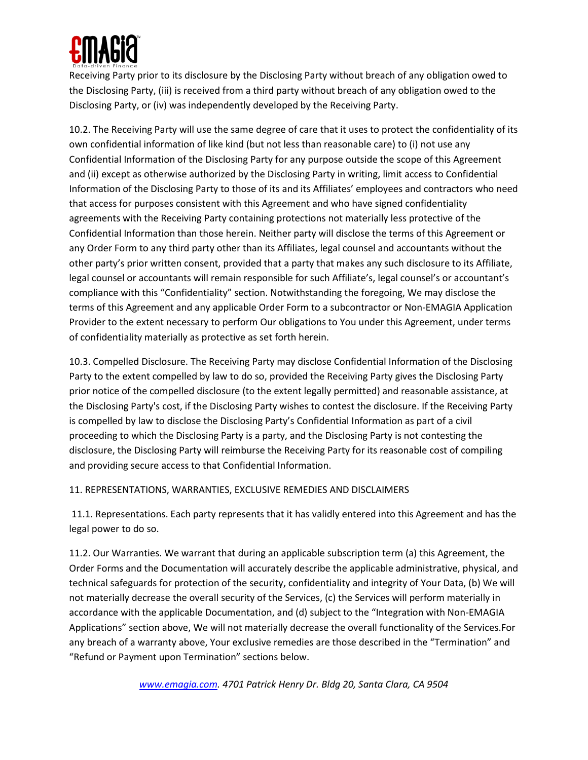Receiving Party prior to its disclosure by the Disclosing Party without breach of any obligation owed to the Disclosing Party, (iii) is received from a third party without breach of any obligation owed to the Disclosing Party, or (iv) was independently developed by the Receiving Party.

10.2. The Receiving Party will use the same degree of care that it uses to protect the confidentiality of its own confidential information of like kind (but not less than reasonable care) to (i) not use any Confidential Information of the Disclosing Party for any purpose outside the scope of this Agreement and (ii) except as otherwise authorized by the Disclosing Party in writing, limit access to Confidential Information of the Disclosing Party to those of its and its Affiliates' employees and contractors who need that access for purposes consistent with this Agreement and who have signed confidentiality agreements with the Receiving Party containing protections not materially less protective of the Confidential Information than those herein. Neither party will disclose the terms of this Agreement or any Order Form to any third party other than its Affiliates, legal counsel and accountants without the other party's prior written consent, provided that a party that makes any such disclosure to its Affiliate, legal counsel or accountants will remain responsible for such Affiliate's, legal counsel's or accountant's compliance with this "Confidentiality" section. Notwithstanding the foregoing, We may disclose the terms of this Agreement and any applicable Order Form to a subcontractor or Non-EMAGIA Application Provider to the extent necessary to perform Our obligations to You under this Agreement, under terms of confidentiality materially as protective as set forth herein.

10.3. Compelled Disclosure. The Receiving Party may disclose Confidential Information of the Disclosing Party to the extent compelled by law to do so, provided the Receiving Party gives the Disclosing Party prior notice of the compelled disclosure (to the extent legally permitted) and reasonable assistance, at the Disclosing Party's cost, if the Disclosing Party wishes to contest the disclosure. If the Receiving Party is compelled by law to disclose the Disclosing Party's Confidential Information as part of a civil proceeding to which the Disclosing Party is a party, and the Disclosing Party is not contesting the disclosure, the Disclosing Party will reimburse the Receiving Party for its reasonable cost of compiling and providing secure access to that Confidential Information.

11. REPRESENTATIONS, WARRANTIES, EXCLUSIVE REMEDIES AND DISCLAIMERS

11.1. Representations. Each party represents that it has validly entered into this Agreement and has the legal power to do so.

11.2. Our Warranties. We warrant that during an applicable subscription term (a) this Agreement, the Order Forms and the Documentation will accurately describe the applicable administrative, physical, and technical safeguards for protection of the security, confidentiality and integrity of Your Data, (b) We will not materially decrease the overall security of the Services, (c) the Services will perform materially in accordance with the applicable Documentation, and (d) subject to the "Integration with Non-EMAGIA Applications" section above, We will not materially decrease the overall functionality of the Services.For any breach of a warranty above, Your exclusive remedies are those described in the "Termination" and "Refund or Payment upon Termination" sections below.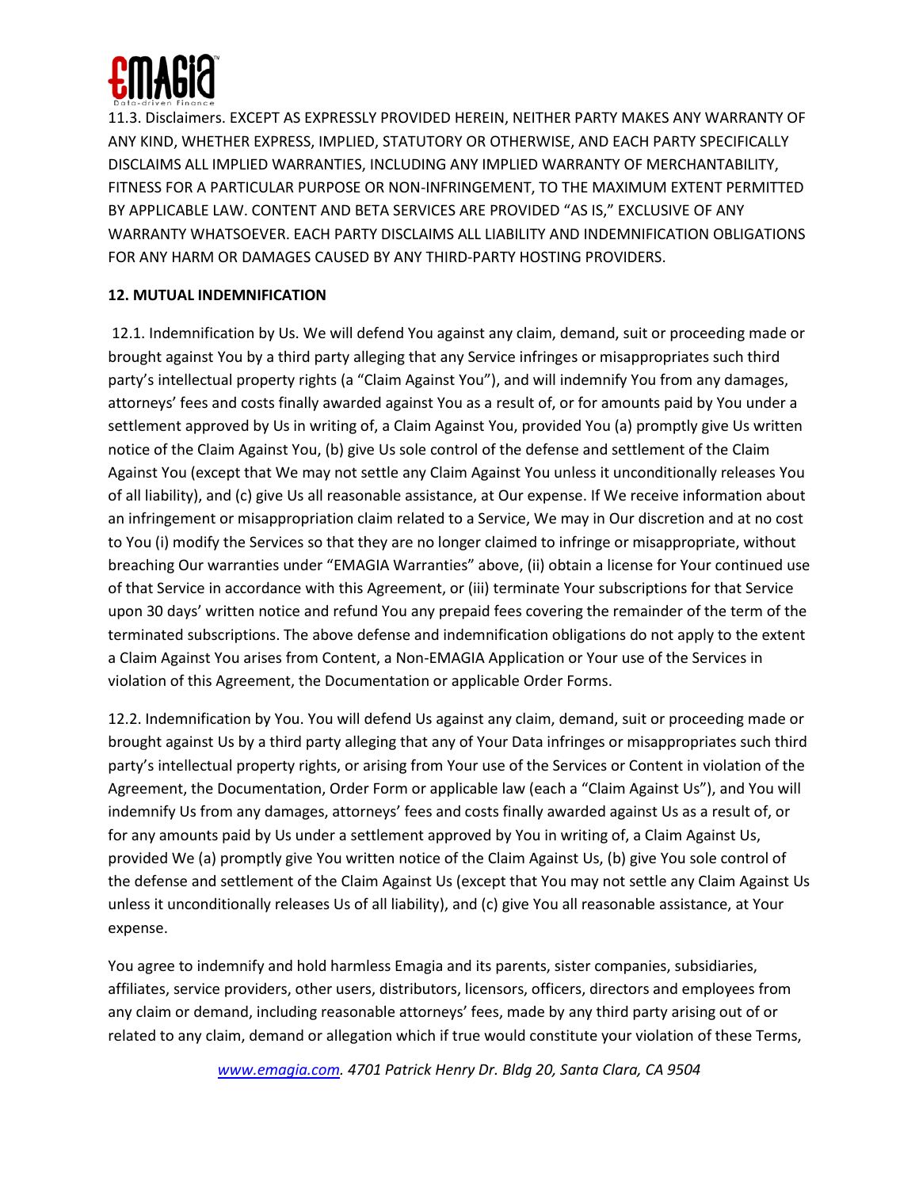11.3. Disclaimers. EXCEPT AS EXPRESSLY PROVIDED HEREIN, NEITHER PARTY MAKES ANY WARRANTY OF ANY KIND, WHETHER EXPRESS, IMPLIED, STATUTORY OR OTHERWISE, AND EACH PARTY SPECIFICALLY DISCLAIMS ALL IMPLIED WARRANTIES, INCLUDING ANY IMPLIED WARRANTY OF MERCHANTABILITY, FITNESS FOR A PARTICULAR PURPOSE OR NON-INFRINGEMENT, TO THE MAXIMUM EXTENT PERMITTED BY APPLICABLE LAW. CONTENT AND BETA SERVICES ARE PROVIDED "AS IS," EXCLUSIVE OF ANY WARRANTY WHATSOEVER. EACH PARTY DISCLAIMS ALL LIABILITY AND INDEMNIFICATION OBLIGATIONS FOR ANY HARM OR DAMAGES CAUSED BY ANY THIRD-PARTY HOSTING PROVIDERS.

**12. MUTUAL INDEMNIFICATION**

12.1. Indemnification by Us. We will defend You against any claim, demand, suit or proceeding made or brought against You by a third party alleging that any Service infringes or misappropriates such third party's intellectual property rights (a "Claim Against You"), and will indemnify You from any damages, attorneys' fees and costs finally awarded against You as a result of, or for amounts paid by You under a settlement approved by Us in writing of, a Claim Against You, provided You (a) promptly give Us written notice of the Claim Against You, (b) give Us sole control of the defense and settlement of the Claim Against You (except that We may not settle any Claim Against You unless it unconditionally releases You of all liability), and (c) give Us all reasonable assistance, at Our expense. If We receive information about an infringement or misappropriation claim related to a Service, We may in Our discretion and at no cost to You (i) modify the Services so that they are no longer claimed to infringe or misappropriate, without breaching Our warranties under "EMAGIA Warranties" above, (ii) obtain a license for Your continued use of that Service in accordance with this Agreement, or (iii) terminate Your subscriptions for that Service upon 30 days' written notice and refund You any prepaid fees covering the remainder of the term of the terminated subscriptions. The above defense and indemnification obligations do not apply to the extent a Claim Against You arises from Content, a Non-EMAGIA Application or Your use of the Services in violation of this Agreement, the Documentation or applicable Order Forms.

12.2. Indemnification by You. You will defend Us against any claim, demand, suit or proceeding made or brought against Us by a third party alleging that any of Your Data infringes or misappropriates such third party's intellectual property rights, or arising from Your use of the Services or Content in violation of the Agreement, the Documentation, Order Form or applicable law (each a "Claim Against Us"), and You will indemnify Us from any damages, attorneys' fees and costs finally awarded against Us as a result of, or for any amounts paid by Us under a settlement approved by You in writing of, a Claim Against Us, provided We (a) promptly give You written notice of the Claim Against Us, (b) give You sole control of the defense and settlement of the Claim Against Us (except that You may not settle any Claim Against Us unless it unconditionally releases Us of all liability), and (c) give You all reasonable assistance, at Your expense.

You agree to indemnify and hold harmless Emagia and its parents, sister companies, subsidiaries, affiliates, service providers, other users, distributors, licensors, officers, directors and employees from any claim or demand, including reasonable attorneys' fees, made by any third party arising out of or related to any claim, demand or allegation which if true would constitute your violation of these Terms,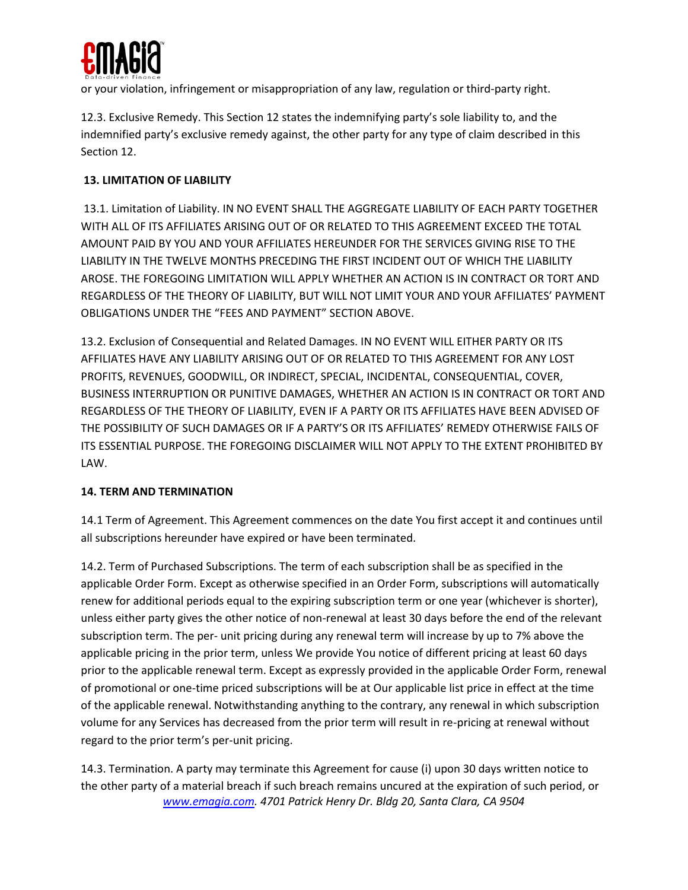or your violation, infringement or misappropriation of any law, regulation or third-party right.

12.3. Exclusive Remedy. This Section 12 states the indemnifying party's sole liability to, and the indemnified party's exclusive remedy against, the other party for any type of claim described in this Section 12.

**13. LIMITATION OF LIABILITY**

13.1. Limitation of Liability. IN NO EVENT SHALL THE AGGREGATE LIABILITY OF EACH PARTY TOGETHER WITH ALL OF ITS AFFILIATES ARISING OUT OF OR RELATED TO THIS AGREEMENT EXCEED THE TOTAL AMOUNT PAID BY YOU AND YOUR AFFILIATES HEREUNDER FOR THE SERVICES GIVING RISE TO THE LIABILITY IN THE TWELVE MONTHS PRECEDING THE FIRST INCIDENT OUT OF WHICH THE LIABILITY AROSE. THE FOREGOING LIMITATION WILL APPLY WHETHER AN ACTION IS IN CONTRACT OR TORT AND REGARDLESS OF THE THEORY OF LIABILITY, BUT WILL NOT LIMIT YOUR AND YOUR AFFILIATES' PAYMENT OBLIGATIONS UNDER THE "FEES AND PAYMENT" SECTION ABOVE.

13.2. Exclusion of Consequential and Related Damages. IN NO EVENT WILL EITHER PARTY OR ITS AFFILIATES HAVE ANY LIABILITY ARISING OUT OF OR RELATED TO THIS AGREEMENT FOR ANY LOST PROFITS, REVENUES, GOODWILL, OR INDIRECT, SPECIAL, INCIDENTAL, CONSEQUENTIAL, COVER, BUSINESS INTERRUPTION OR PUNITIVE DAMAGES, WHETHER AN ACTION IS IN CONTRACT OR TORT AND REGARDLESS OF THE THEORY OF LIABILITY, EVEN IF A PARTY OR ITS AFFILIATES HAVE BEEN ADVISED OF THE POSSIBILITY OF SUCH DAMAGES OR IF A PARTY'S OR ITS AFFILIATES' REMEDY OTHERWISE FAILS OF ITS ESSENTIAL PURPOSE. THE FOREGOING DISCLAIMER WILL NOT APPLY TO THE EXTENT PROHIBITED BY LAW.

**14. TERM AND TERMINATION**

14.1 Term of Agreement. This Agreement commences on the date You first accept it and continues until all subscriptions hereunder have expired or have been terminated.

14.2. Term of Purchased Subscriptions. The term of each subscription shall be as specified in the applicable Order Form. Except as otherwise specified in an Order Form, subscriptions will automatically renew for additional periods equal to the expiring subscription term or one year (whichever is shorter), unless either party gives the other notice of non-renewal at least 30 days before the end of the relevant subscription term. The per- unit pricing during any renewal term will increase by up to 7% above the applicable pricing in the prior term, unless We provide You notice of different pricing at least 60 days prior to the applicable renewal term. Except as expressly provided in the applicable Order Form, renewal of promotional or one-time priced subscriptions will be at Our applicable list price in effect at the time of the applicable renewal. Notwithstanding anything to the contrary, any renewal in which subscription volume for any Services has decreased from the prior term will result in re-pricing at renewal without regard to the prior term's per-unit pricing.

14.3. Termination. A party may terminate this Agreement for cause (i) upon 30 days written notice to the other party of a material breach if such breach remains uncured at the expiration of such period, or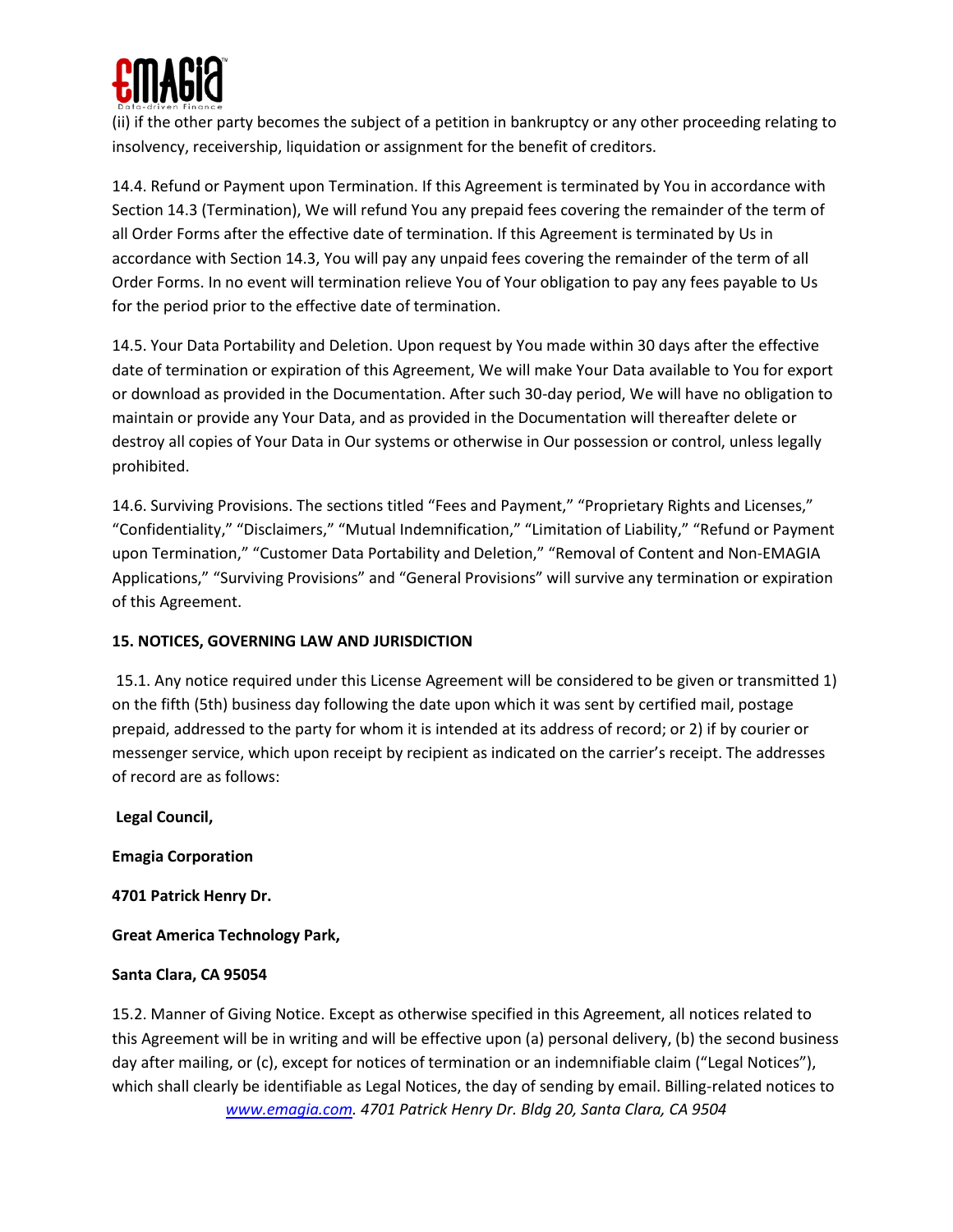(ii) if the other party becomes the subject of a petition in bankruptcy or any other proceeding relating to insolvency, receivership, liquidation or assignment for the benefit of creditors.

14.4. Refund or Payment upon Termination. If this Agreement is terminated by You in accordance with Section 14.3 (Termination), We will refund You any prepaid fees covering the remainder of the term of all Order Forms after the effective date of termination. If this Agreement is terminated by Us in accordance with Section 14.3, You will pay any unpaid fees covering the remainder of the term of all Order Forms. In no event will termination relieve You of Your obligation to pay any fees payable to Us for the period prior to the effective date of termination.

14.5. Your Data Portability and Deletion. Upon request by You made within 30 days after the effective date of termination or expiration of this Agreement, We will make Your Data available to You for export or download as provided in the Documentation. After such 30-day period, We will have no obligation to maintain or provide any Your Data, and as provided in the Documentation will thereafter delete or destroy all copies of Your Data in Our systems or otherwise in Our possession or control, unless legally prohibited.

14.6. Surviving Provisions. The sections titled "Fees and Payment," "Proprietary Rights and Licenses," "Confidentiality," "Disclaimers," "Mutual Indemnification," "Limitation of Liability," "Refund or Payment upon Termination," "Customer Data Portability and Deletion," "Removal of Content and Non-EMAGIA Applications," "Surviving Provisions" and "General Provisions" will survive any termination or expiration of this Agreement.

**15. NOTICES, GOVERNING LAW AND JURISDICTION**

15.1. Any notice required under this License Agreement will be considered to be given or transmitted 1) on the fifth (5th) business day following the date upon which it was sent by certified mail, postage prepaid, addressed to the party for whom it is intended at its address of record; or 2) if by courier or messenger service, which upon receipt by recipient as indicated on the carrier's receipt. The addresses of record are as follows:

**Legal Council,**

**Emagia Corporation**

**4701 Patrick Henry Dr.**

**Great America Technology Park,**

**Santa Clara, CA 95054**

15.2. Manner of Giving Notice. Except as otherwise specified in this Agreement, all notices related to this Agreement will be in writing and will be effective upon (a) personal delivery, (b) the second business day after mailing, or (c), except for notices of termination or an indemnifiable claim ("Legal Notices"), which shall clearly be identifiable as Legal Notices, the day of sending by email. Billing-related notices to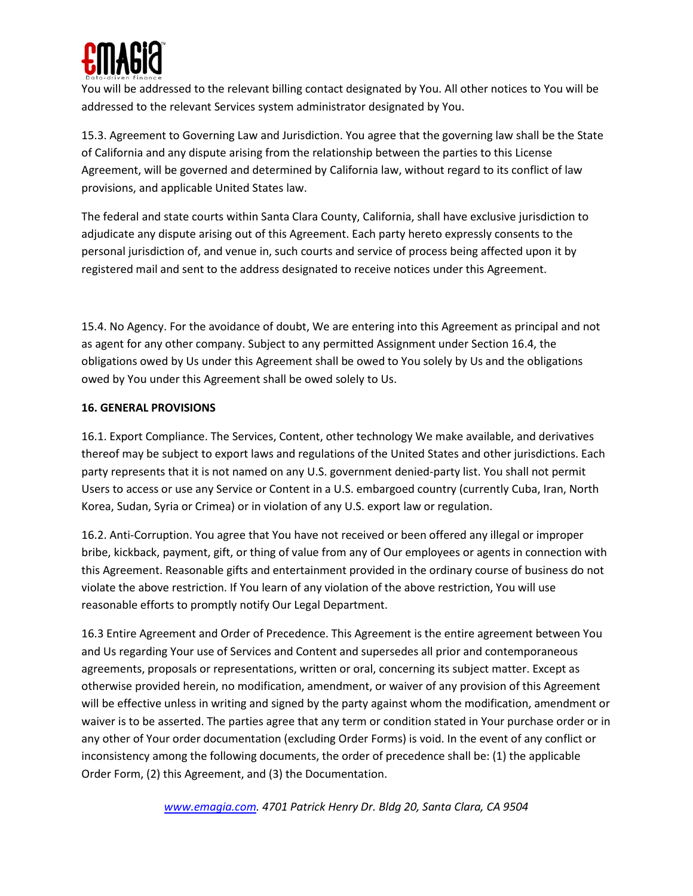You will be addressed to the relevant billing contact designated by You. All other notices to You will be addressed to the relevant Services system administrator designated by You.

15.3. Agreement to Governing Law and Jurisdiction. You agree that the governing law shall be the State of California and any dispute arising from the relationship between the parties to this License Agreement, will be governed and determined by California law, without regard to its conflict of law provisions, and applicable United States law.

The federal and state courts within Santa Clara County, California, shall have exclusive jurisdiction to adjudicate any dispute arising out of this Agreement. Each party hereto expressly consents to the personal jurisdiction of, and venue in, such courts and service of process being affected upon it by registered mail and sent to the address designated to receive notices under this Agreement.

15.4. No Agency. For the avoidance of doubt, We are entering into this Agreement as principal and not as agent for any other company. Subject to any permitted Assignment under Section 16.4, the obligations owed by Us under this Agreement shall be owed to You solely by Us and the obligations owed by You under this Agreement shall be owed solely to Us.

**16. GENERAL PROVISIONS**

16.1. Export Compliance. The Services, Content, other technology We make available, and derivatives thereof may be subject to export laws and regulations of the United States and other jurisdictions. Each party represents that it is not named on any U.S. government denied-party list. You shall not permit Users to access or use any Service or Content in a U.S. embargoed country (currently Cuba, Iran, North Korea, Sudan, Syria or Crimea) or in violation of any U.S. export law or regulation.

16.2. Anti-Corruption. You agree that You have not received or been offered any illegal or improper bribe, kickback, payment, gift, or thing of value from any of Our employees or agents in connection with this Agreement. Reasonable gifts and entertainment provided in the ordinary course of business do not violate the above restriction. If You learn of any violation of the above restriction, You will use reasonable efforts to promptly notify Our Legal Department.

16.3 Entire Agreement and Order of Precedence. This Agreement is the entire agreement between You and Us regarding Your use of Services and Content and supersedes all prior and contemporaneous agreements, proposals or representations, written or oral, concerning its subject matter. Except as otherwise provided herein, no modification, amendment, or waiver of any provision of this Agreement will be effective unless in writing and signed by the party against whom the modification, amendment or waiver is to be asserted. The parties agree that any term or condition stated in Your purchase order or in any other of Your order documentation (excluding Order Forms) is void. In the event of any conflict or inconsistency among the following documents, the order of precedence shall be: (1) the applicable Order Form, (2) this Agreement, and (3) the Documentation.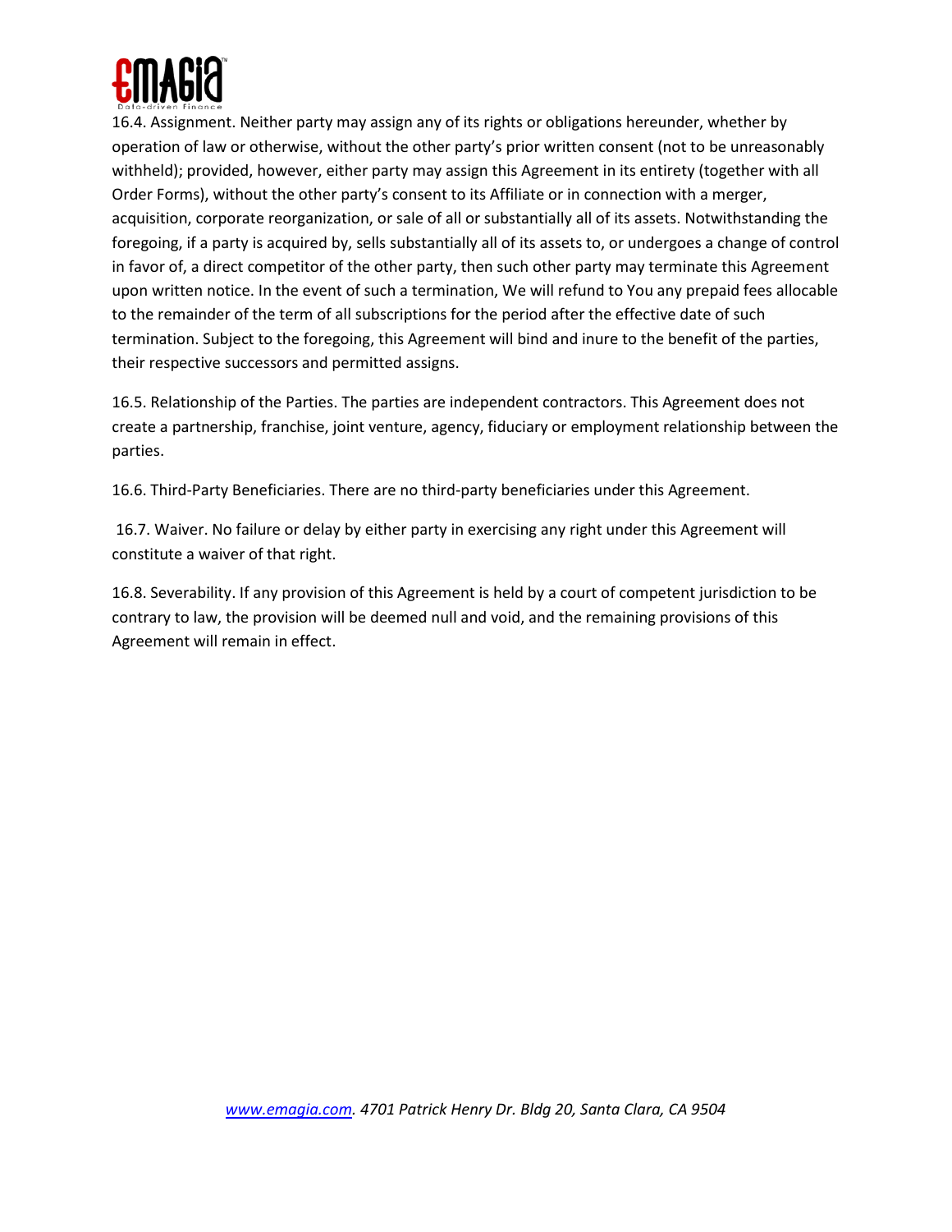16.4. Assignment. Neither party may assign any of its rights or obligations hereunder, whether by operation of law or otherwise, without the other party's prior written consent (not to be unreasonably withheld); provided, however, either party may assign this Agreement in its entirety (together with all Order Forms), without the other party's consent to its Affiliate or in connection with a merger, acquisition, corporate reorganization, or sale of all or substantially all of its assets. Notwithstanding the foregoing, if a party is acquired by, sells substantially all of its assets to, or undergoes a change of control in favor of, a direct competitor of the other party, then such other party may terminate this Agreement upon written notice. In the event of such a termination, We will refund to You any prepaid fees allocable to the remainder of the term of all subscriptions for the period after the effective date of such termination. Subject to the foregoing, this Agreement will bind and inure to the benefit of the parties, their respective successors and permitted assigns.

16.5. Relationship of the Parties. The parties are independent contractors. This Agreement does not create a partnership, franchise, joint venture, agency, fiduciary or employment relationship between the parties.

16.6. Third-Party Beneficiaries. There are no third-party beneficiaries under this Agreement.

16.7. Waiver. No failure or delay by either party in exercising any right under this Agreement will constitute a waiver of that right.

16.8. Severability. If any provision of this Agreement is held by a court of competent jurisdiction to be contrary to law, the provision will be deemed null and void, and the remaining provisions of this Agreement will remain in effect.